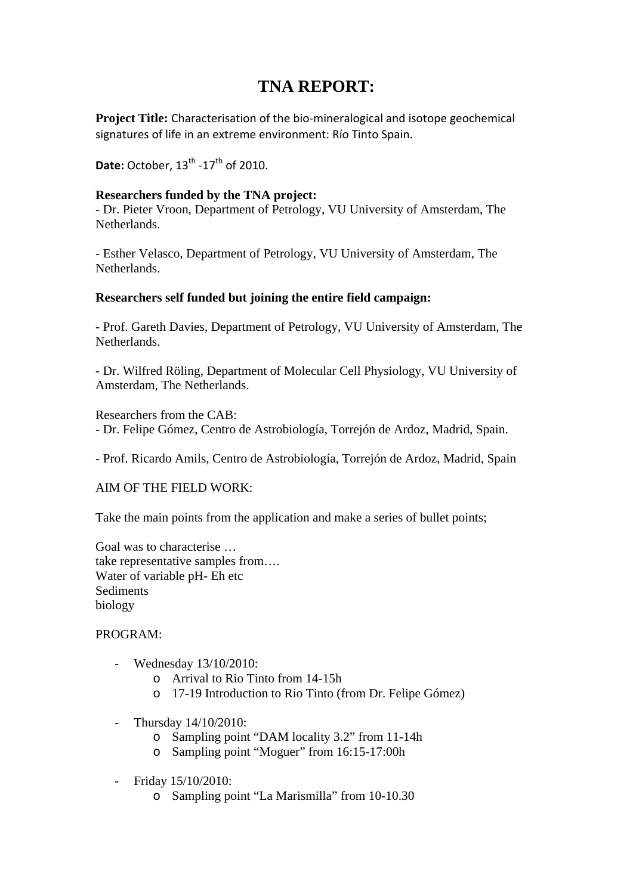# TNA REPORT:

**Project Title:** Characterisation of the bio-mineralogical and isotope geochemical signatures of life in an extreme environment: Río Tinto Spain.

**Date:** October, 13th -17th of 2010.

**Researchers funded by the TNA project:**

- Dr. Pieter Vroon, Department of Petrology, VU University of Amsterdam, The Netherlands.

- Esther Velasco, Department of Petrology, VU University of Amsterdam, The Netherlands.

**Researchers self funded but joining the entire field campaign:**

- Prof. Gareth Davies, Department of Petrology, VU University of Amsterdam, The Netherlands.

- Dr. Wilfred Röling, Department of Molecular Cell Physiology, VU University of Amsterdam, The Netherlands.

Researchers from the CAB:

- Dr. Felipe Gómez, Centro de Astrobiología, Torrejón de Ardoz, Madrid, Spain.

- Prof. Ricardo Amils, Centro de Astrobiología, Torrejón de Ardoz, Madrid, Spain

AIM OF THE FIELD WORK:

Take the main points from the application and make a series of bullet points;

Goal was to characterise …
take representative samples from….
Water of variable pH- Eh etc
Sediments
biology

PROGRAM:

- Wednesday 13/10/2010:
  - Arrival to Rio Tinto from 14-15h
  - 17-19 Introduction to Rio Tinto (from Dr. Felipe Gómez)

- Thursday 14/10/2010:
  - Sampling point "DAM locality 3.2" from 11-14h
  - Sampling point "Moguer" from 16:15-17:00h

- Friday 15/10/2010:
  - Sampling point "La Marismilla" from 10-10.30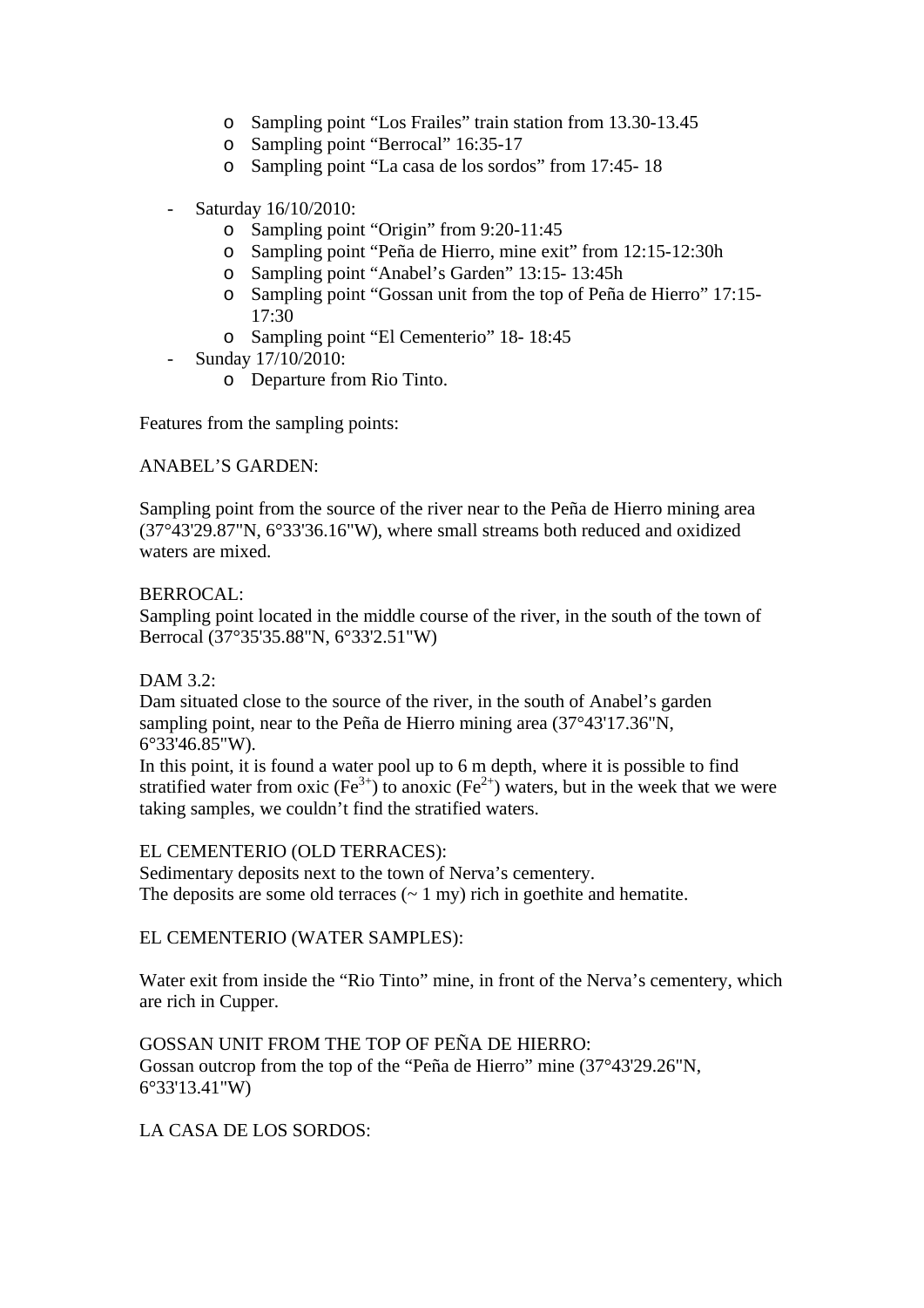- Sampling point “Los Frailes” train station from 13.30-13.45
  - Sampling point “Berrocal” 16:35-17
  - Sampling point “La casa de los sordos” from 17:45- 18

- Saturday 16/10/2010:
  - Sampling point “Origin” from 9:20-11:45
  - Sampling point “Peña de Hierro, mine exit” from 12:15-12:30h
  - Sampling point “Anabel’s Garden” 13:15- 13:45h
  - Sampling point “Gossan unit from the top of Peña de Hierro” 17:15-17:30
  - Sampling point “El Cementerio” 18- 18:45
- Sunday 17/10/2010:
  - Departure from Rio Tinto.

Features from the sampling points:

ANABEL’S GARDEN:

Sampling point from the source of the river near to the Peña de Hierro mining area (37°43'29.87"N, 6°33'36.16"W), where small streams both reduced and oxidized waters are mixed.

BERROCAL:
Sampling point located in the middle course of the river, in the south of the town of Berrocal (37°35'35.88"N, 6°33'2.51"W)

DAM 3.2:
Dam situated close to the source of the river, in the south of Anabel’s garden sampling point, near to the Peña de Hierro mining area (37°43'17.36"N, 6°33'46.85"W).
In this point, it is found a water pool up to 6 m depth, where it is possible to find stratified water from oxic ($Fe^{3+}$) to anoxic ($Fe^{2+}$) waters, but in the week that we were taking samples, we couldn’t find the stratified waters.

EL CEMENTERIO (OLD TERRACES):
Sedimentary deposits next to the town of Nerva’s cementery.
The deposits are some old terraces (~ 1 my) rich in goethite and hematite.

EL CEMENTERIO (WATER SAMPLES):

Water exit from inside the “Rio Tinto” mine, in front of the Nerva’s cementery, which are rich in Cupper.

GOSSAN UNIT FROM THE TOP OF PEÑA DE HIERRO:
Gossan outcrop from the top of the “Peña de Hierro” mine (37°43'29.26"N, 6°33'13.41"W)

LA CASA DE LOS SORDOS: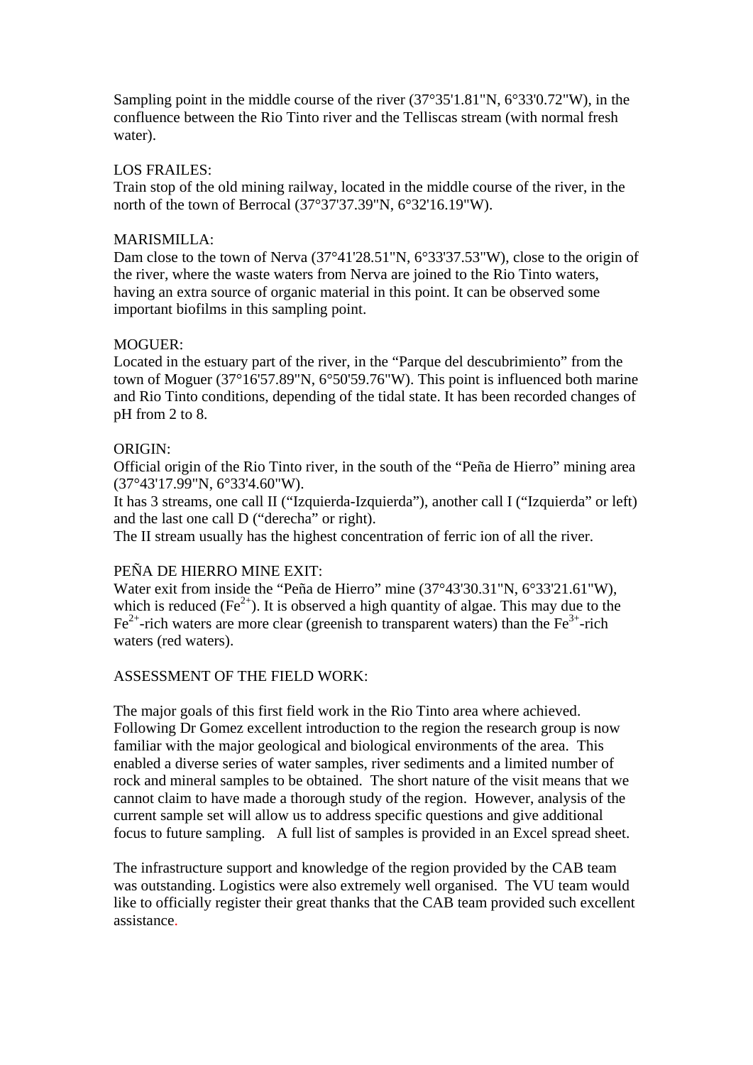Sampling point in the middle course of the river (37°35'1.81"N, 6°33'0.72"W), in the confluence between the Rio Tinto river and the Telliscas stream (with normal fresh water).

LOS FRAILES:
Train stop of the old mining railway, located in the middle course of the river, in the north of the town of Berrocal (37°37'37.39"N, 6°32'16.19"W).

MARISMILLA:
Dam close to the town of Nerva (37°41'28.51"N, 6°33'37.53"W), close to the origin of the river, where the waste waters from Nerva are joined to the Rio Tinto waters, having an extra source of organic material in this point. It can be observed some important biofilms in this sampling point.

MOGUER:
Located in the estuary part of the river, in the "Parque del descubrimiento" from the town of Moguer (37°16'57.89"N, 6°50'59.76"W). This point is influenced both marine and Rio Tinto conditions, depending of the tidal state. It has been recorded changes of pH from 2 to 8.

ORIGIN:
Official origin of the Rio Tinto river, in the south of the "Peña de Hierro" mining area (37°43'17.99"N, 6°33'4.60"W).
It has 3 streams, one call II ("Izquierda-Izquierda"), another call I ("Izquierda" or left) and the last one call D ("derecha" or right).
The II stream usually has the highest concentration of ferric ion of all the river.

PEÑA DE HIERRO MINE EXIT:
Water exit from inside the "Peña de Hierro" mine (37°43'30.31"N, 6°33'21.61"W), which is reduced ($Fe^{2+}$). It is observed a high quantity of algae. This may due to the $Fe^{2+}$-rich waters are more clear (greenish to transparent waters) than the $Fe^{3+}$-rich waters (red waters).

ASSESSMENT OF THE FIELD WORK:

The major goals of this first field work in the Rio Tinto area where achieved. Following Dr Gomez excellent introduction to the region the research group is now familiar with the major geological and biological environments of the area. This enabled a diverse series of water samples, river sediments and a limited number of rock and mineral samples to be obtained. The short nature of the visit means that we cannot claim to have made a thorough study of the region. However, analysis of the current sample set will allow us to address specific questions and give additional focus to future sampling. A full list of samples is provided in an Excel spread sheet.

The infrastructure support and knowledge of the region provided by the CAB team was outstanding. Logistics were also extremely well organised. The VU team would like to officially register their great thanks that the CAB team provided such excellent assistance.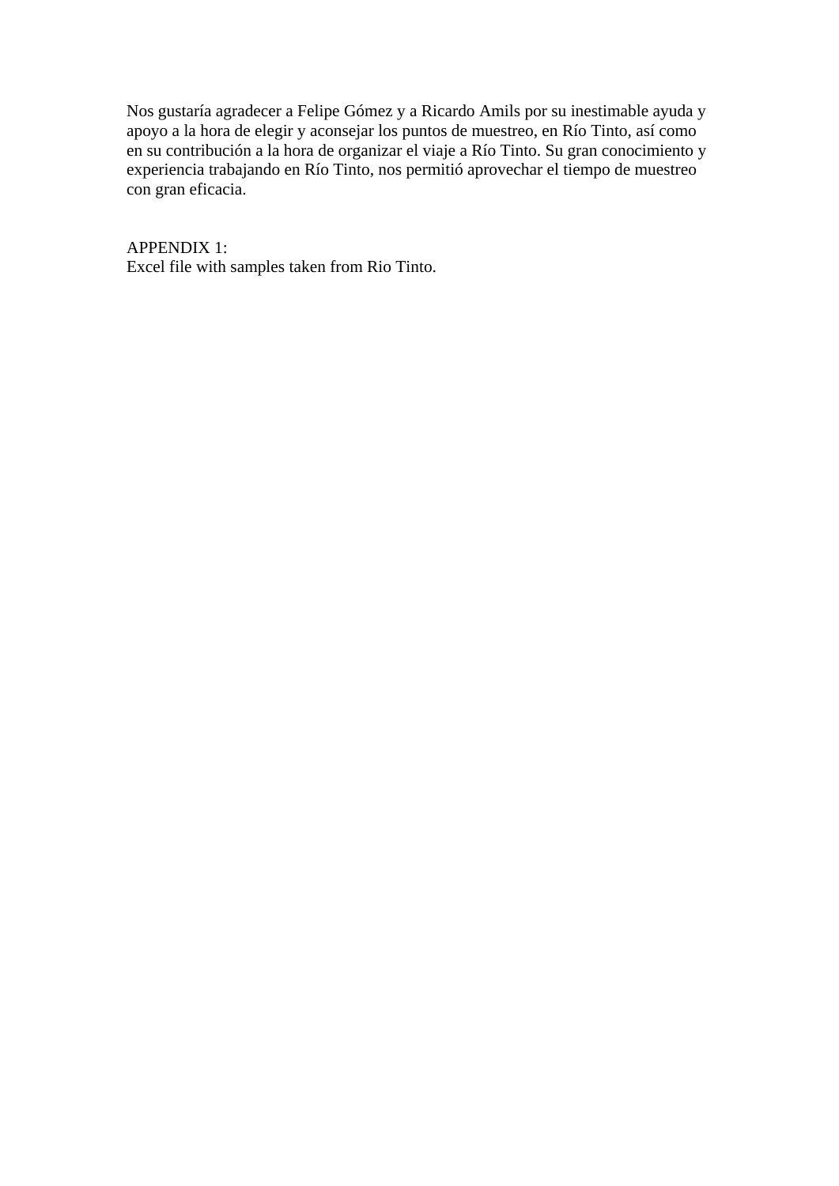Nos gustaría agradecer a Felipe Gómez y a Ricardo Amils por su inestimable ayuda y apoyo a la hora de elegir y aconsejar los puntos de muestreo, en Río Tinto, así como en su contribución a la hora de organizar el viaje a Río Tinto. Su gran conocimiento y experiencia trabajando en Río Tinto, nos permitió aprovechar el tiempo de muestreo con gran eficacia.

APPENDIX 1:
Excel file with samples taken from Rio Tinto.